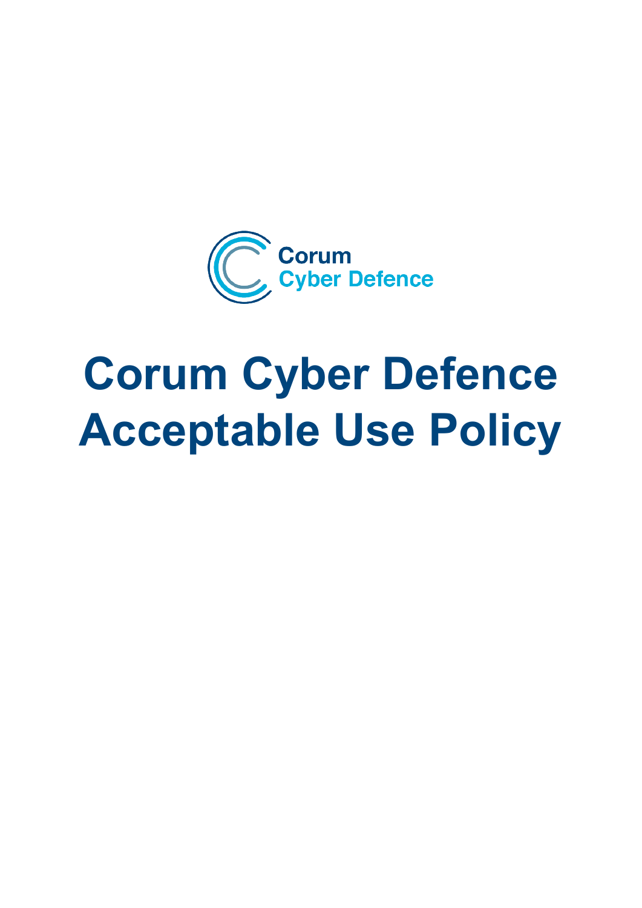Corum
Cyber Defence

# Corum Cyber Defence Acceptable Use Policy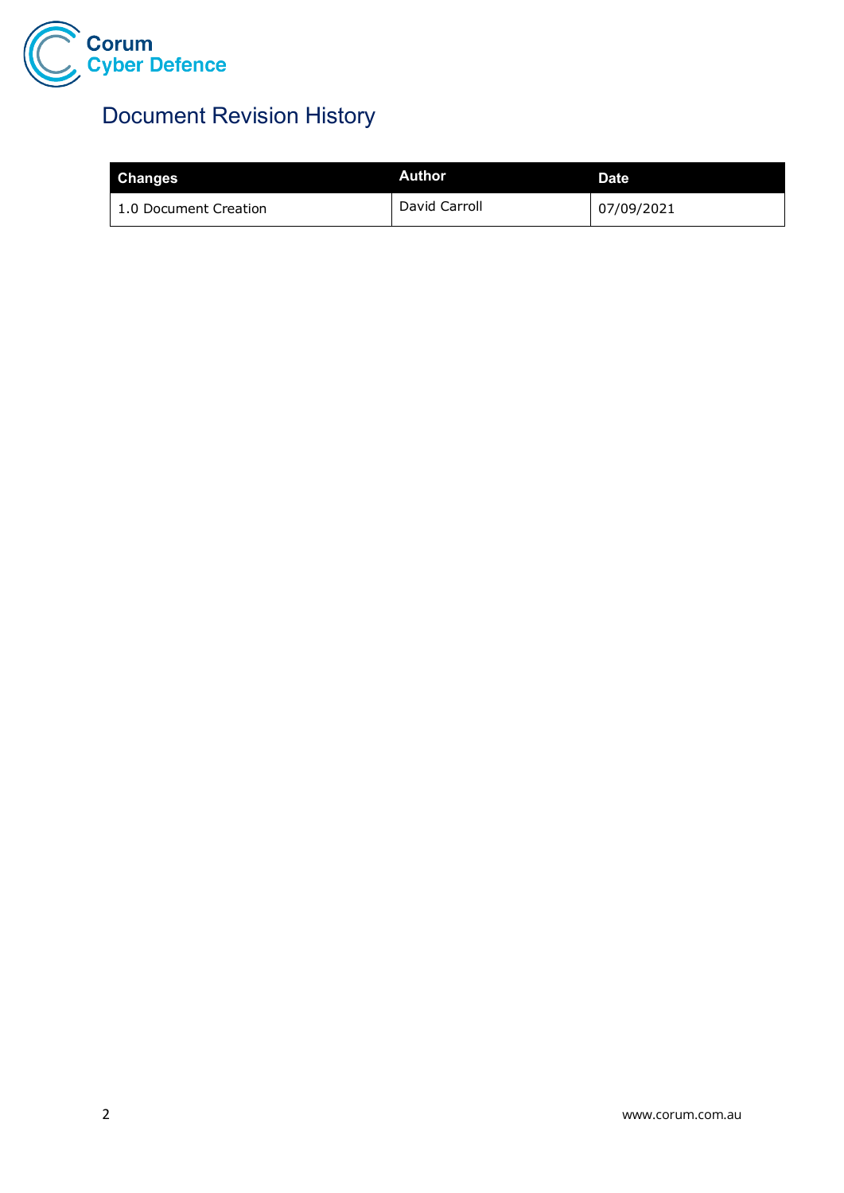# Document Revision History

| Changes | Author | Date |
|---|---|---|
| 1.0 Document Creation | David Carroll | 07/09/2021 |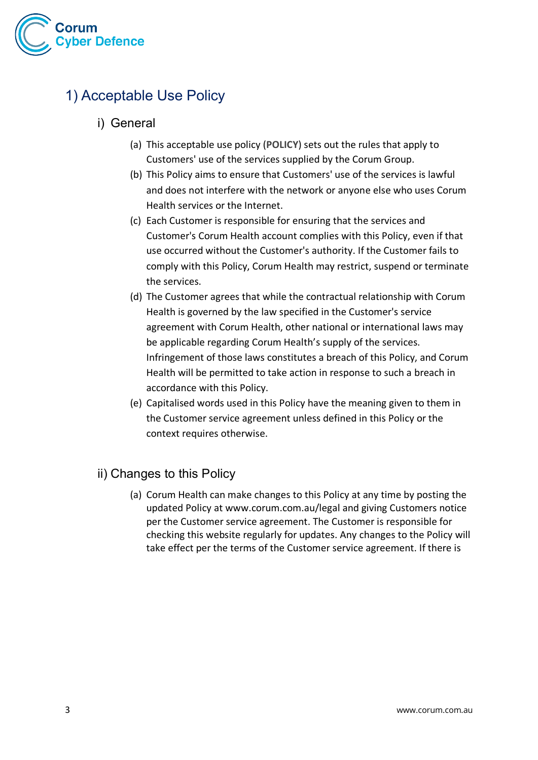# 1) Acceptable Use Policy

## i) General

(a) This acceptable use policy (**POLICY**) sets out the rules that apply to Customers' use of the services supplied by the Corum Group.

(b) This Policy aims to ensure that Customers' use of the services is lawful and does not interfere with the network or anyone else who uses Corum Health services or the Internet.

(c) Each Customer is responsible for ensuring that the services and Customer's Corum Health account complies with this Policy, even if that use occurred without the Customer's authority. If the Customer fails to comply with this Policy, Corum Health may restrict, suspend or terminate the services.

(d) The Customer agrees that while the contractual relationship with Corum Health is governed by the law specified in the Customer's service agreement with Corum Health, other national or international laws may be applicable regarding Corum Health's supply of the services. Infringement of those laws constitutes a breach of this Policy, and Corum Health will be permitted to take action in response to such a breach in accordance with this Policy.

(e) Capitalised words used in this Policy have the meaning given to them in the Customer service agreement unless defined in this Policy or the context requires otherwise.

## ii) Changes to this Policy

(a) Corum Health can make changes to this Policy at any time by posting the updated Policy at www.corum.com.au/legal and giving Customers notice per the Customer service agreement. The Customer is responsible for checking this website regularly for updates. Any changes to the Policy will take effect per the terms of the Customer service agreement. If there is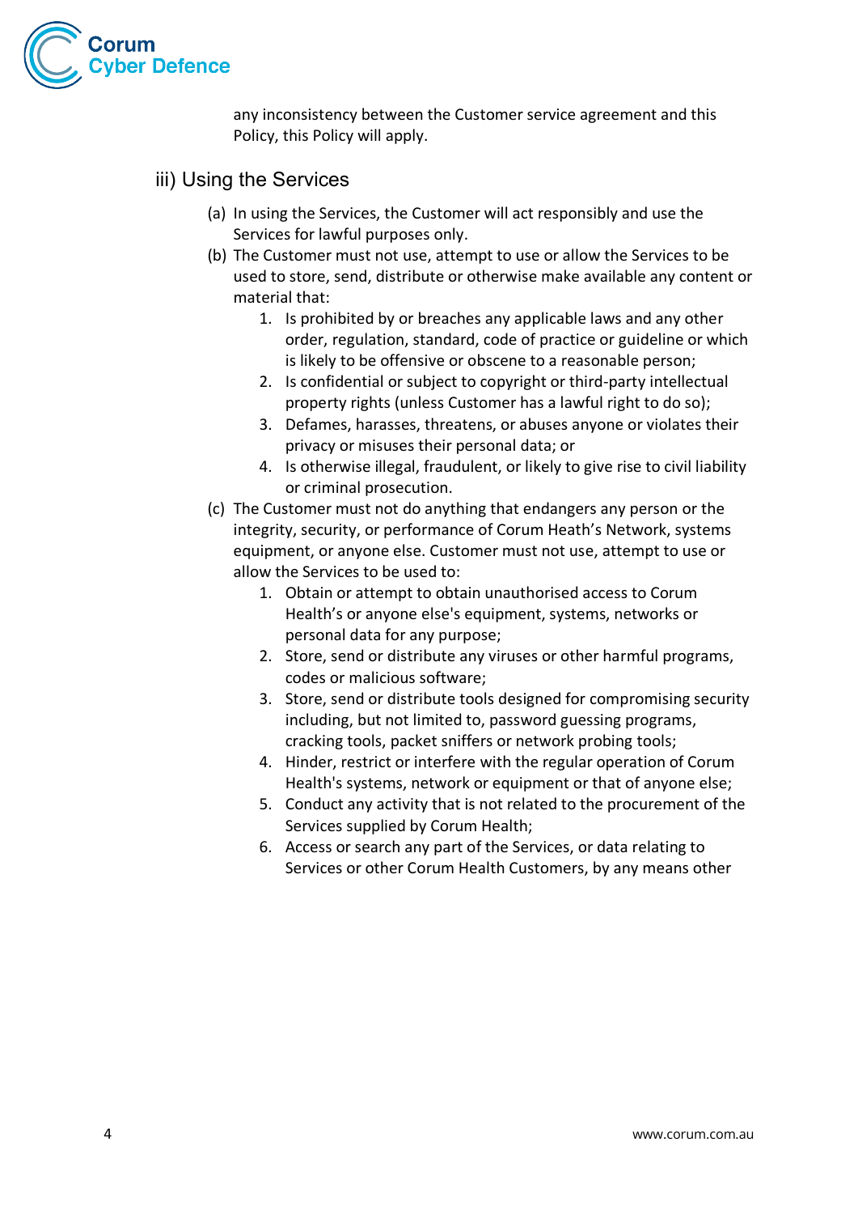any inconsistency between the Customer service agreement and this Policy, this Policy will apply.

## iii) Using the Services

(a) In using the Services, the Customer will act responsibly and use the Services for lawful purposes only.

(b) The Customer must not use, attempt to use or allow the Services to be used to store, send, distribute or otherwise make available any content or material that:

1. Is prohibited by or breaches any applicable laws and any other order, regulation, standard, code of practice or guideline or which is likely to be offensive or obscene to a reasonable person;
2. Is confidential or subject to copyright or third-party intellectual property rights (unless Customer has a lawful right to do so);
3. Defames, harasses, threatens, or abuses anyone or violates their privacy or misuses their personal data; or
4. Is otherwise illegal, fraudulent, or likely to give rise to civil liability or criminal prosecution.

(c) The Customer must not do anything that endangers any person or the integrity, security, or performance of Corum Heath's Network, systems equipment, or anyone else. Customer must not use, attempt to use or allow the Services to be used to:

1. Obtain or attempt to obtain unauthorised access to Corum Health's or anyone else's equipment, systems, networks or personal data for any purpose;
2. Store, send or distribute any viruses or other harmful programs, codes or malicious software;
3. Store, send or distribute tools designed for compromising security including, but not limited to, password guessing programs, cracking tools, packet sniffers or network probing tools;
4. Hinder, restrict or interfere with the regular operation of Corum Health's systems, network or equipment or that of anyone else;
5. Conduct any activity that is not related to the procurement of the Services supplied by Corum Health;
6. Access or search any part of the Services, or data relating to Services or other Corum Health Customers, by any means other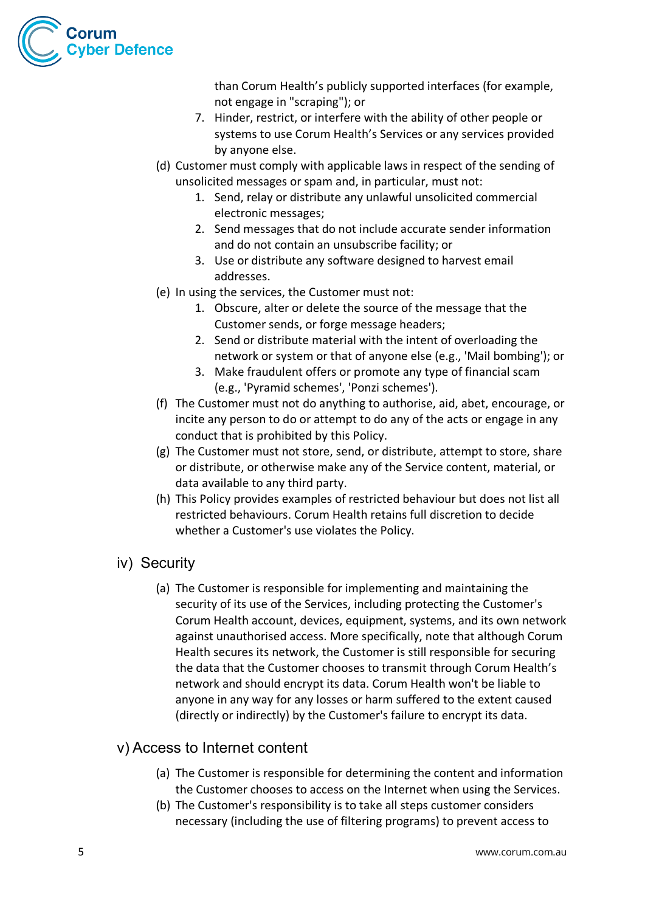than Corum Health's publicly supported interfaces (for example, not engage in "scraping"); or

7. Hinder, restrict, or interfere with the ability of other people or systems to use Corum Health's Services or any services provided by anyone else.

(d) Customer must comply with applicable laws in respect of the sending of unsolicited messages or spam and, in particular, must not:

1. Send, relay or distribute any unlawful unsolicited commercial electronic messages;
2. Send messages that do not include accurate sender information and do not contain an unsubscribe facility; or
3. Use or distribute any software designed to harvest email addresses.

(e) In using the services, the Customer must not:

1. Obscure, alter or delete the source of the message that the Customer sends, or forge message headers;
2. Send or distribute material with the intent of overloading the network or system or that of anyone else (e.g., 'Mail bombing'); or
3. Make fraudulent offers or promote any type of financial scam (e.g., 'Pyramid schemes', 'Ponzi schemes').

(f) The Customer must not do anything to authorise, aid, abet, encourage, or incite any person to do or attempt to do any of the acts or engage in any conduct that is prohibited by this Policy.

(g) The Customer must not store, send, or distribute, attempt to store, share or distribute, or otherwise make any of the Service content, material, or data available to any third party.

(h) This Policy provides examples of restricted behaviour but does not list all restricted behaviours. Corum Health retains full discretion to decide whether a Customer's use violates the Policy.

## iv) Security

(a) The Customer is responsible for implementing and maintaining the security of its use of the Services, including protecting the Customer's Corum Health account, devices, equipment, systems, and its own network against unauthorised access. More specifically, note that although Corum Health secures its network, the Customer is still responsible for securing the data that the Customer chooses to transmit through Corum Health's network and should encrypt its data. Corum Health won't be liable to anyone in any way for any losses or harm suffered to the extent caused (directly or indirectly) by the Customer's failure to encrypt its data.

## v) Access to Internet content

(a) The Customer is responsible for determining the content and information the Customer chooses to access on the Internet when using the Services.

(b) The Customer's responsibility is to take all steps customer considers necessary (including the use of filtering programs) to prevent access to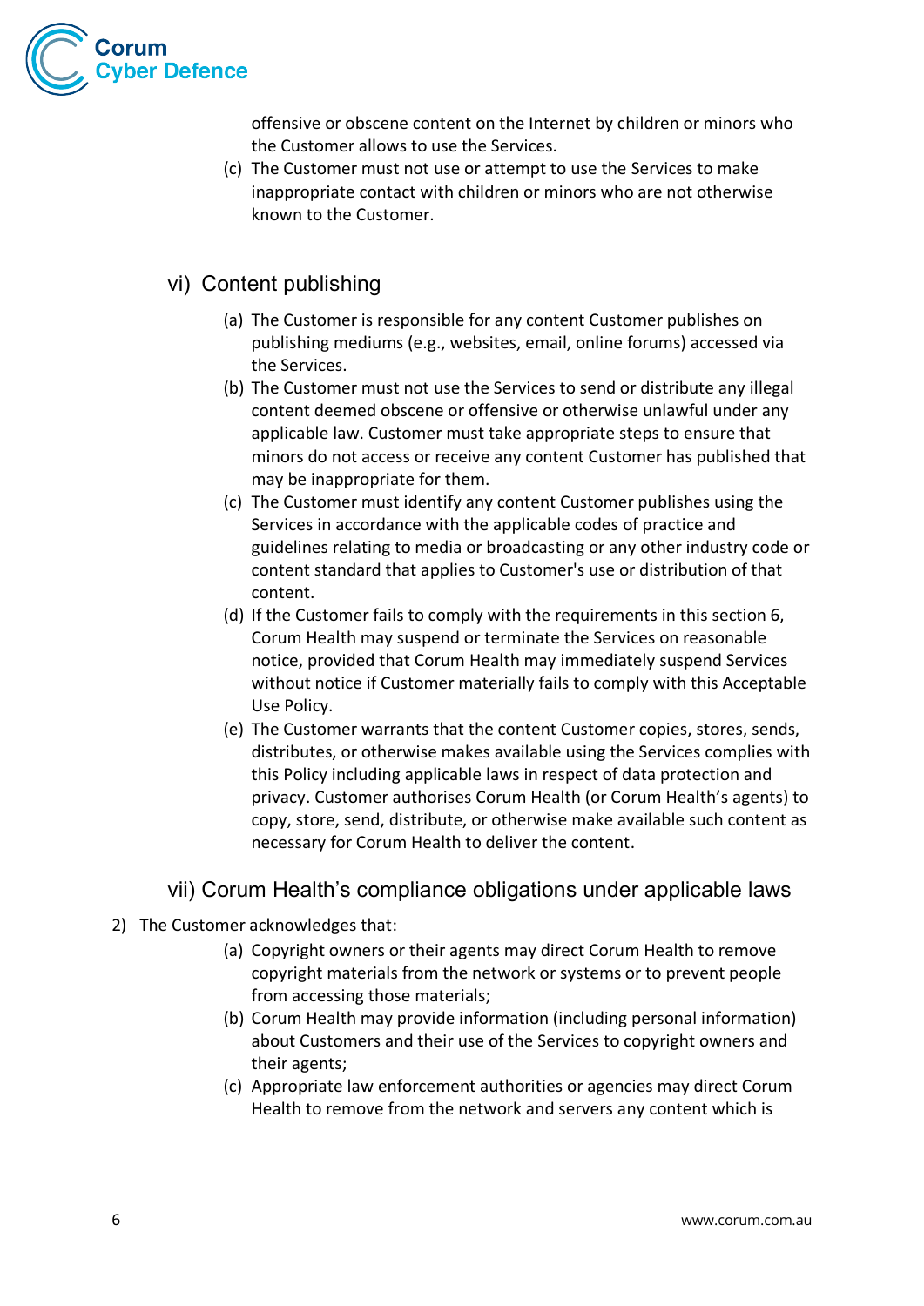offensive or obscene content on the Internet by children or minors who the Customer allows to use the Services.

(c) The Customer must not use or attempt to use the Services to make inappropriate contact with children or minors who are not otherwise known to the Customer.

## vi) Content publishing

(a) The Customer is responsible for any content Customer publishes on publishing mediums (e.g., websites, email, online forums) accessed via the Services.

(b) The Customer must not use the Services to send or distribute any illegal content deemed obscene or offensive or otherwise unlawful under any applicable law. Customer must take appropriate steps to ensure that minors do not access or receive any content Customer has published that may be inappropriate for them.

(c) The Customer must identify any content Customer publishes using the Services in accordance with the applicable codes of practice and guidelines relating to media or broadcasting or any other industry code or content standard that applies to Customer's use or distribution of that content.

(d) If the Customer fails to comply with the requirements in this section 6, Corum Health may suspend or terminate the Services on reasonable notice, provided that Corum Health may immediately suspend Services without notice if Customer materially fails to comply with this Acceptable Use Policy.

(e) The Customer warrants that the content Customer copies, stores, sends, distributes, or otherwise makes available using the Services complies with this Policy including applicable laws in respect of data protection and privacy. Customer authorises Corum Health (or Corum Health's agents) to copy, store, send, distribute, or otherwise make available such content as necessary for Corum Health to deliver the content.

## vii) Corum Health's compliance obligations under applicable laws

2) The Customer acknowledges that:

(a) Copyright owners or their agents may direct Corum Health to remove copyright materials from the network or systems or to prevent people from accessing those materials;

(b) Corum Health may provide information (including personal information) about Customers and their use of the Services to copyright owners and their agents;

(c) Appropriate law enforcement authorities or agencies may direct Corum Health to remove from the network and servers any content which is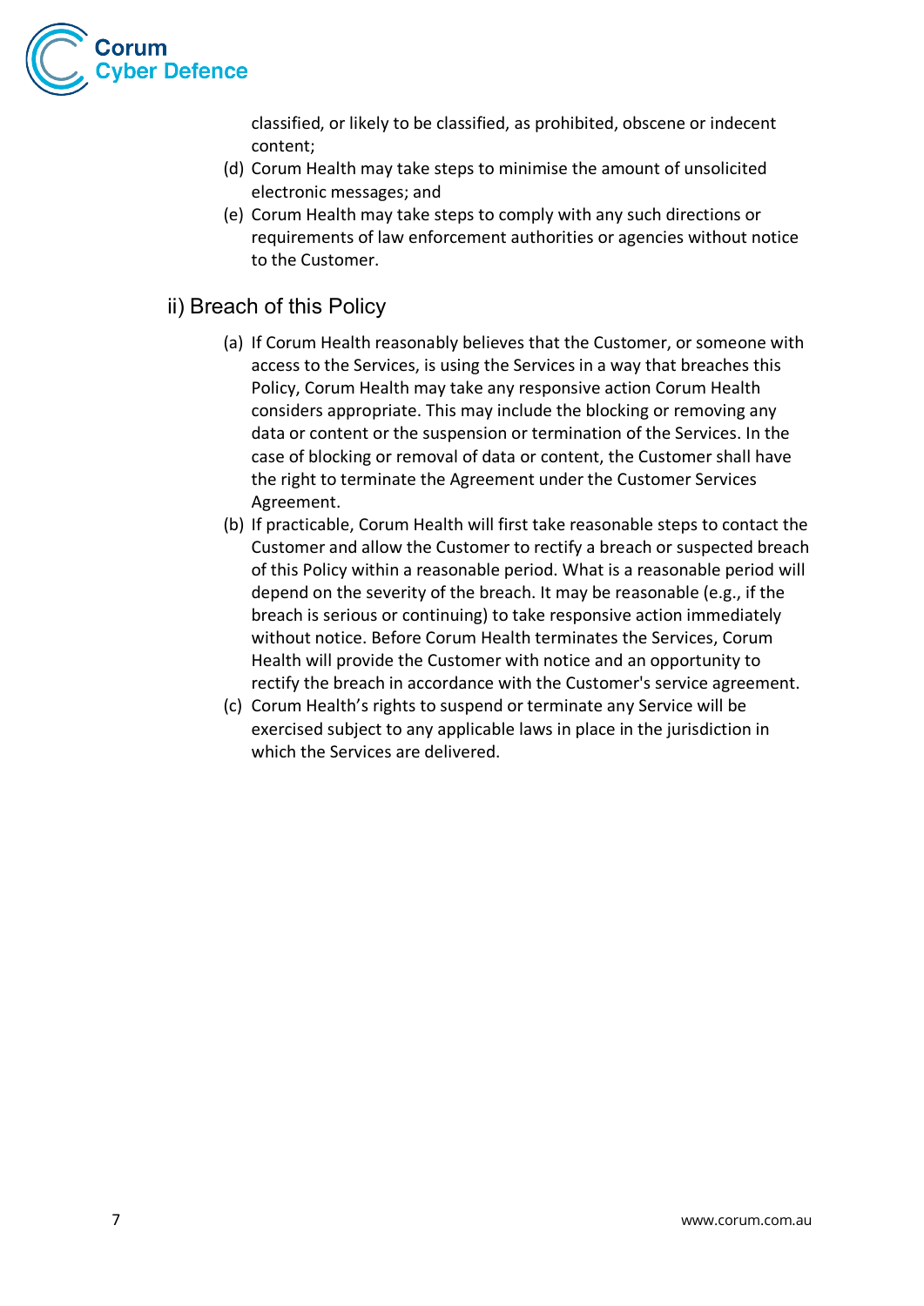classified, or likely to be classified, as prohibited, obscene or indecent content;

(d) Corum Health may take steps to minimise the amount of unsolicited electronic messages; and

(e) Corum Health may take steps to comply with any such directions or requirements of law enforcement authorities or agencies without notice to the Customer.

## ii) Breach of this Policy

(a) If Corum Health reasonably believes that the Customer, or someone with access to the Services, is using the Services in a way that breaches this Policy, Corum Health may take any responsive action Corum Health considers appropriate. This may include the blocking or removing any data or content or the suspension or termination of the Services. In the case of blocking or removal of data or content, the Customer shall have the right to terminate the Agreement under the Customer Services Agreement.

(b) If practicable, Corum Health will first take reasonable steps to contact the Customer and allow the Customer to rectify a breach or suspected breach of this Policy within a reasonable period. What is a reasonable period will depend on the severity of the breach. It may be reasonable (e.g., if the breach is serious or continuing) to take responsive action immediately without notice. Before Corum Health terminates the Services, Corum Health will provide the Customer with notice and an opportunity to rectify the breach in accordance with the Customer's service agreement.

(c) Corum Health's rights to suspend or terminate any Service will be exercised subject to any applicable laws in place in the jurisdiction in which the Services are delivered.